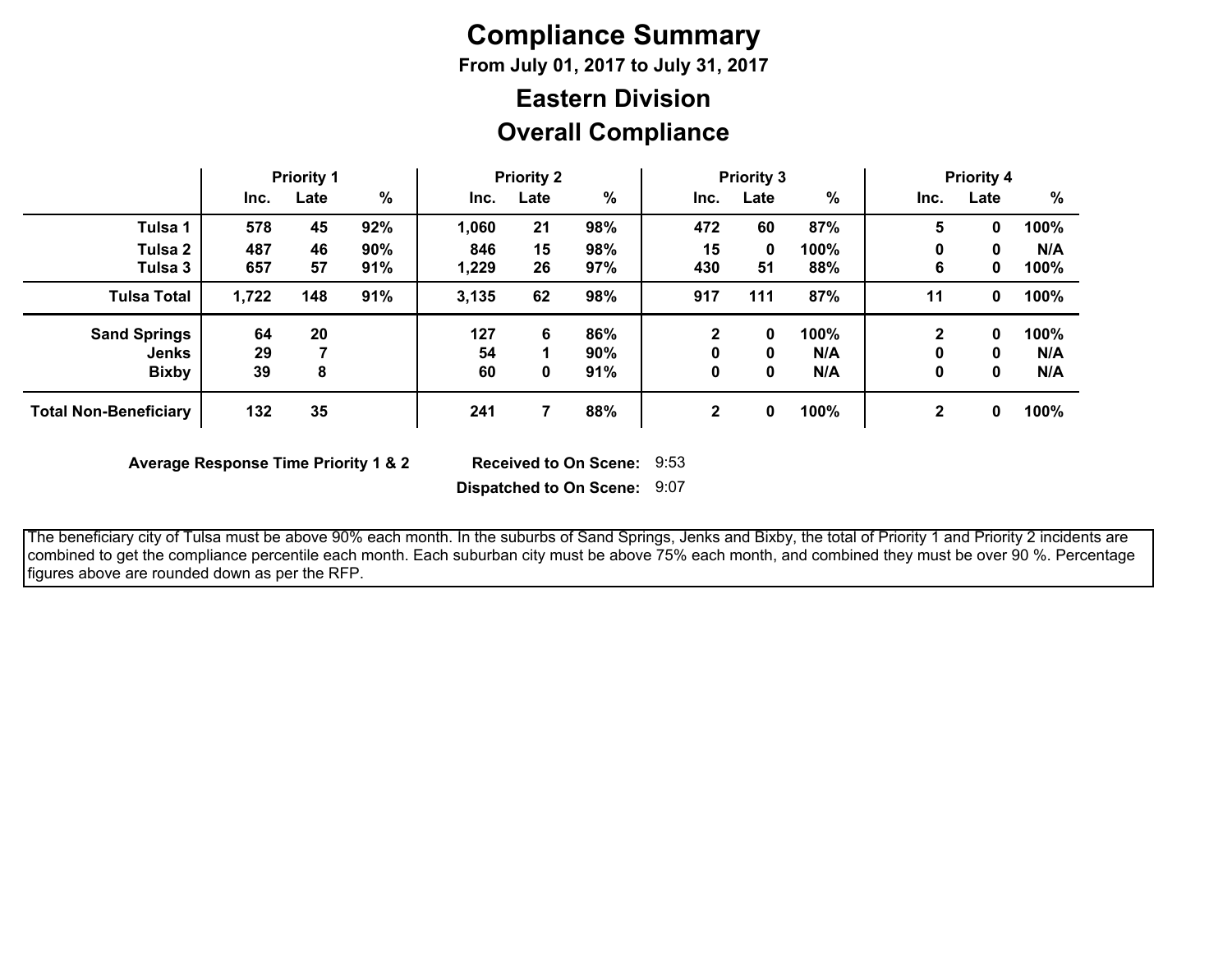# Compliance Summary

**From July 01, 2017 to July 31, 2017**

## Eastern Division

## Overall Compliance

| | Priority 1 | | | Priority 2 | | | Priority 3 | | | Priority 4 | | |
|---|---|---|---|---|---|---|---|---|---|---|---|---|
| | Inc. | Late | % | Inc. | Late | % | Inc. | Late | % | Inc. | Late | % |
| **Tulsa 1** | 578 | 45 | 92% | 1,060 | 21 | 98% | 472 | 60 | 87% | 5 | 0 | 100% |
| **Tulsa 2** | 487 | 46 | 90% | 846 | 15 | 98% | 15 | 0 | 100% | 0 | 0 | N/A |
| **Tulsa 3** | 657 | 57 | 91% | 1,229 | 26 | 97% | 430 | 51 | 88% | 6 | 0 | 100% |
| **Tulsa Total** | 1,722 | 148 | 91% | 3,135 | 62 | 98% | 917 | 111 | 87% | 11 | 0 | 100% |
| **Sand Springs** | 64 | 20 | | 127 | 6 | 86% | 2 | 0 | 100% | 2 | 0 | 100% |
| **Jenks** | 29 | 7 | | 54 | 1 | 90% | 0 | 0 | N/A | 0 | 0 | N/A |
| **Bixby** | 39 | 8 | | 60 | 0 | 91% | 0 | 0 | N/A | 0 | 0 | N/A |
| **Total Non-Beneficiary** | 132 | 35 | | 241 | 7 | 88% | 2 | 0 | 100% | 2 | 0 | 100% |

**Average Response Time Priority 1 & 2** **Received to On Scene:** 9:53

**Dispatched to On Scene:** 9:07

The beneficiary city of Tulsa must be above 90% each month. In the suburbs of Sand Springs, Jenks and Bixby, the total of Priority 1 and Priority 2 incidents are combined to get the compliance percentile each month. Each suburban city must be above 75% each month, and combined they must be over 90 %. Percentage figures above are rounded down as per the RFP.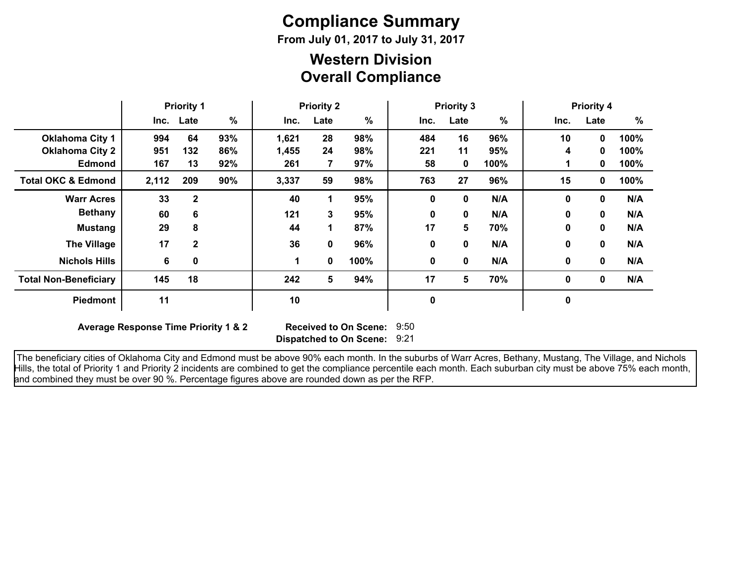# Compliance Summary

**From July 01, 2017 to July 31, 2017**

## Western Division
## Overall Compliance

| | Priority 1 | | | Priority 2 | | | Priority 3 | | | Priority 4 | | |
|---|---|---|---|---|---|---|---|---|---|---|---|---|
| | Inc. | Late | % | Inc. | Late | % | Inc. | Late | % | Inc. | Late | % |
| **Oklahoma City 1** | 994 | 64 | 93% | 1,621 | 28 | 98% | 484 | 16 | 96% | 10 | 0 | 100% |
| **Oklahoma City 2** | 951 | 132 | 86% | 1,455 | 24 | 98% | 221 | 11 | 95% | 4 | 0 | 100% |
| **Edmond** | 167 | 13 | 92% | 261 | 7 | 97% | 58 | 0 | 100% | 1 | 0 | 100% |
| **Total OKC & Edmond** | 2,112 | 209 | 90% | 3,337 | 59 | 98% | 763 | 27 | 96% | 15 | 0 | 100% |
| **Warr Acres** | 33 | 2 | | 40 | 1 | 95% | 0 | 0 | N/A | 0 | 0 | N/A |
| **Bethany** | 60 | 6 | | 121 | 3 | 95% | 0 | 0 | N/A | 0 | 0 | N/A |
| **Mustang** | 29 | 8 | | 44 | 1 | 87% | 17 | 5 | 70% | 0 | 0 | N/A |
| **The Village** | 17 | 2 | | 36 | 0 | 96% | 0 | 0 | N/A | 0 | 0 | N/A |
| **Nichols Hills** | 6 | 0 | | 1 | 0 | 100% | 0 | 0 | N/A | 0 | 0 | N/A |
| **Total Non-Beneficiary** | 145 | 18 | | 242 | 5 | 94% | 17 | 5 | 70% | 0 | 0 | N/A |
| **Piedmont** | 11 | | | 10 | | | 0 | | | 0 | | |

**Average Response Time Priority 1 & 2**

**Received to On Scene:** 9:50

**Dispatched to On Scene:** 9:21

The beneficiary cities of Oklahoma City and Edmond must be above 90% each month. In the suburbs of Warr Acres, Bethany, Mustang, The Village, and Nichols Hills, the total of Priority 1 and Priority 2 incidents are combined to get the compliance percentile each month. Each suburban city must be above 75% each month, and combined they must be over 90 %. Percentage figures above are rounded down as per the RFP.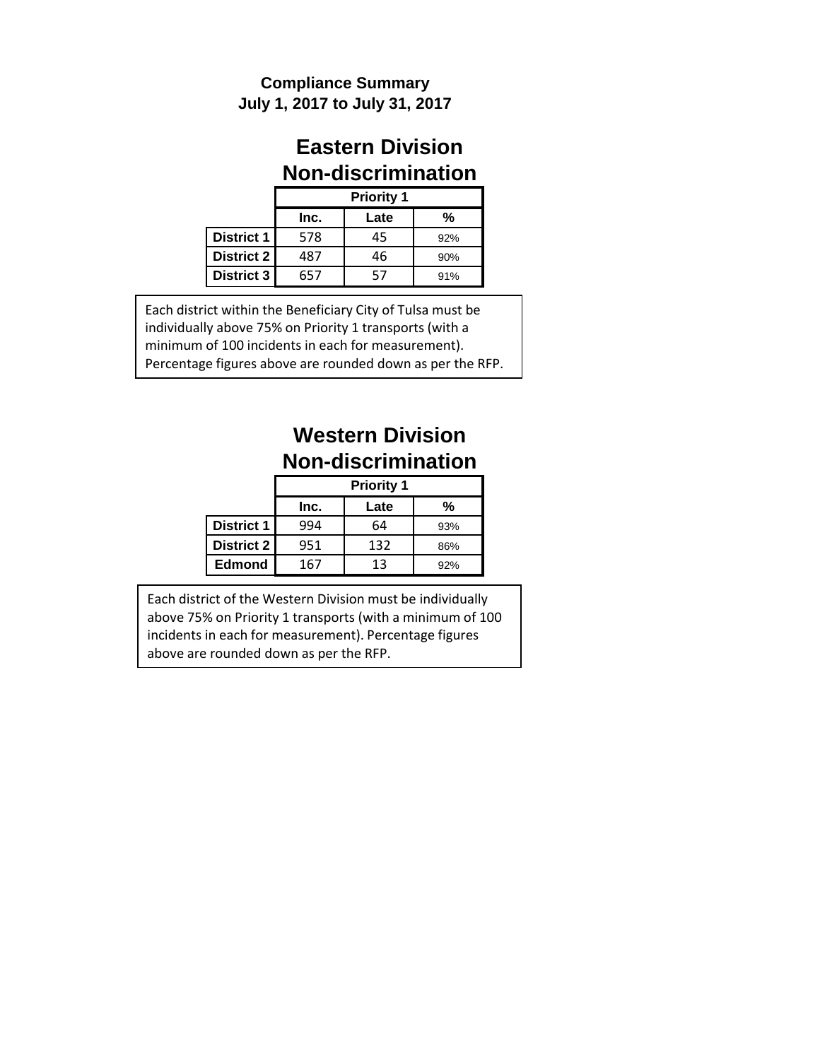**Compliance Summary**
**July 1, 2017 to July 31, 2017**

## Eastern Division
## Non-discrimination

| | Priority 1 | | |
|---|---|---|---|
| | **Inc.** | **Late** | **%** |
| **District 1** | 578 | 45 | 92% |
| **District 2** | 487 | 46 | 90% |
| **District 3** | 657 | 57 | 91% |

Each district within the Beneficiary City of Tulsa must be individually above 75% on Priority 1 transports (with a minimum of 100 incidents in each for measurement). Percentage figures above are rounded down as per the RFP.

## Western Division
## Non-discrimination

| | Priority 1 | | |
|---|---|---|---|
| | **Inc.** | **Late** | **%** |
| **District 1** | 994 | 64 | 93% |
| **District 2** | 951 | 132 | 86% |
| **Edmond** | 167 | 13 | 92% |

Each district of the Western Division must be individually above 75% on Priority 1 transports (with a minimum of 100 incidents in each for measurement). Percentage figures above are rounded down as per the RFP.